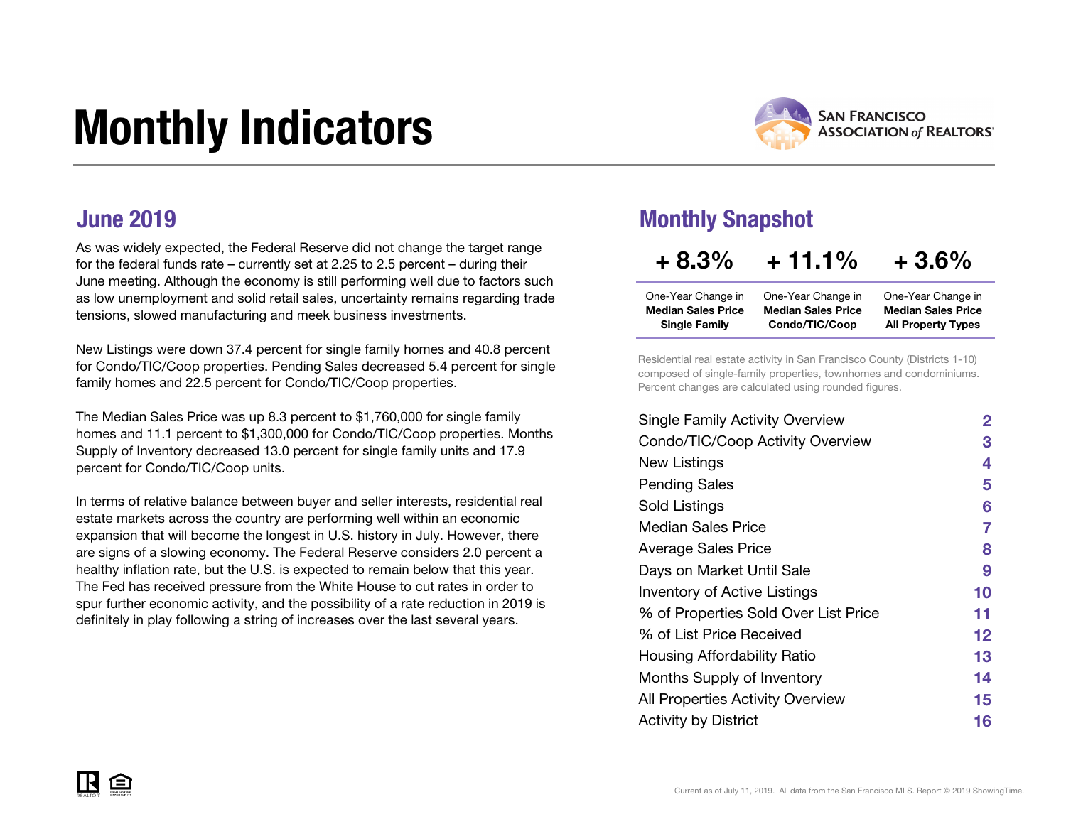# Monthly Indicators

SAN FRANCISCO ASSOCIATION of REALTORS®

## June 2019

As was widely expected, the Federal Reserve did not change the target range for the federal funds rate – currently set at 2.25 to 2.5 percent – during their June meeting. Although the economy is still performing well due to factors such as low unemployment and solid retail sales, uncertainty remains regarding trade tensions, slowed manufacturing and meek business investments.

New Listings were down 37.4 percent for single family homes and 40.8 percent for Condo/TIC/Coop properties. Pending Sales decreased 5.4 percent for single family homes and 22.5 percent for Condo/TIC/Coop properties.

The Median Sales Price was up 8.3 percent to $1,760,000 for single family homes and 11.1 percent to $1,300,000 for Condo/TIC/Coop properties. Months Supply of Inventory decreased 13.0 percent for single family units and 17.9 percent for Condo/TIC/Coop units.

In terms of relative balance between buyer and seller interests, residential real estate markets across the country are performing well within an economic expansion that will become the longest in U.S. history in July. However, there are signs of a slowing economy. The Federal Reserve considers 2.0 percent a healthy inflation rate, but the U.S. is expected to remain below that this year. The Fed has received pressure from the White House to cut rates in order to spur further economic activity, and the possibility of a rate reduction in 2019 is definitely in play following a string of increases over the last several years.

## Monthly Snapshot

| + 8.3% | + 11.1% | + 3.6% |
|---|---|---|
| One-Year Change in **Median Sales Price Single Family** | One-Year Change in **Median Sales Price Condo/TIC/Coop** | One-Year Change in **Median Sales Price All Property Types** |

Residential real estate activity in San Francisco County (Districts 1-10) composed of single-family properties, townhomes and condominiums. Percent changes are calculated using rounded figures.

| | |
|---|---|
| Single Family Activity Overview | 2 |
| Condo/TIC/Coop Activity Overview | 3 |
| New Listings | 4 |
| Pending Sales | 5 |
| Sold Listings | 6 |
| Median Sales Price | 7 |
| Average Sales Price | 8 |
| Days on Market Until Sale | 9 |
| Inventory of Active Listings | 10 |
| % of Properties Sold Over List Price | 11 |
| % of List Price Received | 12 |
| Housing Affordability Ratio | 13 |
| Months Supply of Inventory | 14 |
| All Properties Activity Overview | 15 |
| Activity by District | 16 |

Current as of July 11, 2019. All data from the San Francisco MLS. Report © 2019 ShowingTime.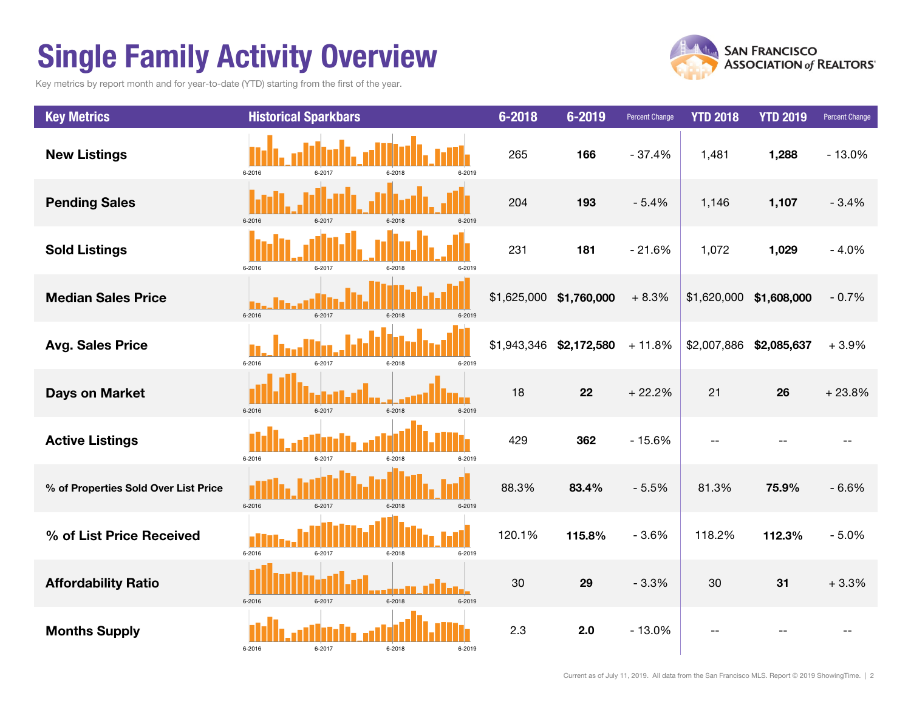# Single Family Activity Overview

Key metrics by report month and for year-to-date (YTD) starting from the first of the year.

| Key Metrics | Historical Sparkbars | 6-2018 | 6-2019 | Percent Change | YTD 2018 | YTD 2019 | Percent Change |
|---|---|---|---|---|---|---|---|
| New Listings | 6-2016 6-2017 6-2018 6-2019 | 265 | **166** | - 37.4% | 1,481 | **1,288** | - 13.0% |
| Pending Sales | 6-2016 6-2017 6-2018 6-2019 | 204 | **193** | - 5.4% | 1,146 | **1,107** | - 3.4% |
| Sold Listings | 6-2016 6-2017 6-2018 6-2019 | 231 | **181** | - 21.6% | 1,072 | **1,029** | - 4.0% |
| Median Sales Price | 6-2016 6-2017 6-2018 6-2019 | $1,625,000 | **$1,760,000** | + 8.3% | $1,620,000 | **$1,608,000** | - 0.7% |
| Avg. Sales Price | 6-2016 6-2017 6-2018 6-2019 | $1,943,346 | **$2,172,580** | + 11.8% | $2,007,886 | **$2,085,637** | + 3.9% |
| Days on Market | 6-2016 6-2017 6-2018 6-2019 | 18 | **22** | + 22.2% | 21 | **26** | + 23.8% |
| Active Listings | 6-2016 6-2017 6-2018 6-2019 | 429 | **362** | - 15.6% | -- | -- | -- |
| % of Properties Sold Over List Price | 6-2016 6-2017 6-2018 6-2019 | 88.3% | **83.4%** | - 5.5% | 81.3% | **75.9%** | - 6.6% |
| % of List Price Received | 6-2016 6-2017 6-2018 6-2019 | 120.1% | **115.8%** | - 3.6% | 118.2% | **112.3%** | - 5.0% |
| Affordability Ratio | 6-2016 6-2017 6-2018 6-2019 | 30 | **29** | - 3.3% | 30 | **31** | + 3.3% |
| Months Supply | 6-2016 6-2017 6-2018 6-2019 | 2.3 | **2.0** | - 13.0% | -- | -- | -- |

Current as of July 11, 2019. All data from the San Francisco MLS. Report © 2019 ShowingTime.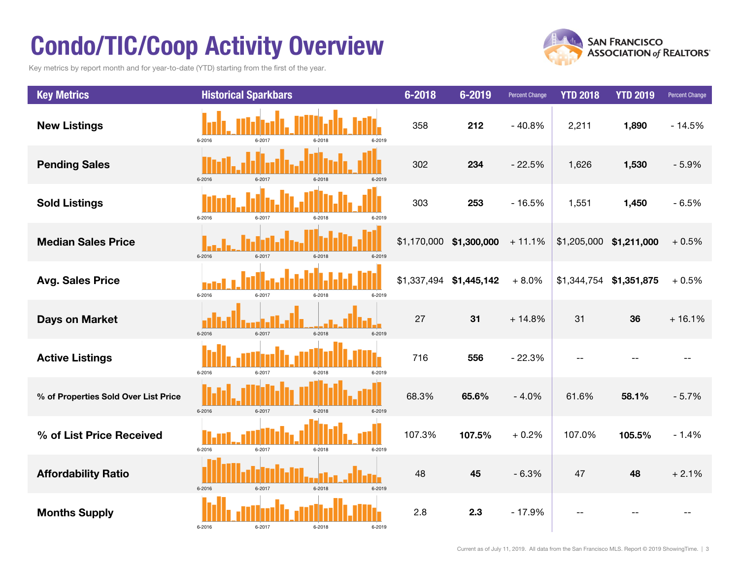# Condo/TIC/Coop Activity Overview

Key metrics by report month and for year-to-date (YTD) starting from the first of the year.

| Key Metrics | Historical Sparkbars | 6-2018 | 6-2019 | Percent Change | YTD 2018 | YTD 2019 | Percent Change |
|---|---|---|---|---|---|---|---|
| New Listings | 6-2016 6-2017 6-2018 6-2019 | 358 | **212** | - 40.8% | 2,211 | **1,890** | - 14.5% |
| Pending Sales | 6-2016 6-2017 6-2018 6-2019 | 302 | **234** | - 22.5% | 1,626 | **1,530** | - 5.9% |
| Sold Listings | 6-2016 6-2017 6-2018 6-2019 | 303 | **253** | - 16.5% | 1,551 | **1,450** | - 6.5% |
| Median Sales Price | 6-2016 6-2017 6-2018 6-2019 | $1,170,000 | **$1,300,000** | + 11.1% | $1,205,000 | **$1,211,000** | + 0.5% |
| Avg. Sales Price | 6-2016 6-2017 6-2018 6-2019 | $1,337,494 | **$1,445,142** | + 8.0% | $1,344,754 | **$1,351,875** | + 0.5% |
| Days on Market | 6-2016 6-2017 6-2018 6-2019 | 27 | **31** | + 14.8% | 31 | **36** | + 16.1% |
| Active Listings | 6-2016 6-2017 6-2018 6-2019 | 716 | **556** | - 22.3% | -- | -- | -- |
| % of Properties Sold Over List Price | 6-2016 6-2017 6-2018 6-2019 | 68.3% | **65.6%** | - 4.0% | 61.6% | **58.1%** | - 5.7% |
| % of List Price Received | 6-2016 6-2017 6-2018 6-2019 | 107.3% | **107.5%** | + 0.2% | 107.0% | **105.5%** | - 1.4% |
| Affordability Ratio | 6-2016 6-2017 6-2018 6-2019 | 48 | **45** | - 6.3% | 47 | **48** | + 2.1% |
| Months Supply | 6-2016 6-2017 6-2018 6-2019 | 2.8 | **2.3** | - 17.9% | -- | -- | -- |

Current as of July 11, 2019. All data from the San Francisco MLS. Report © 2019 ShowingTime.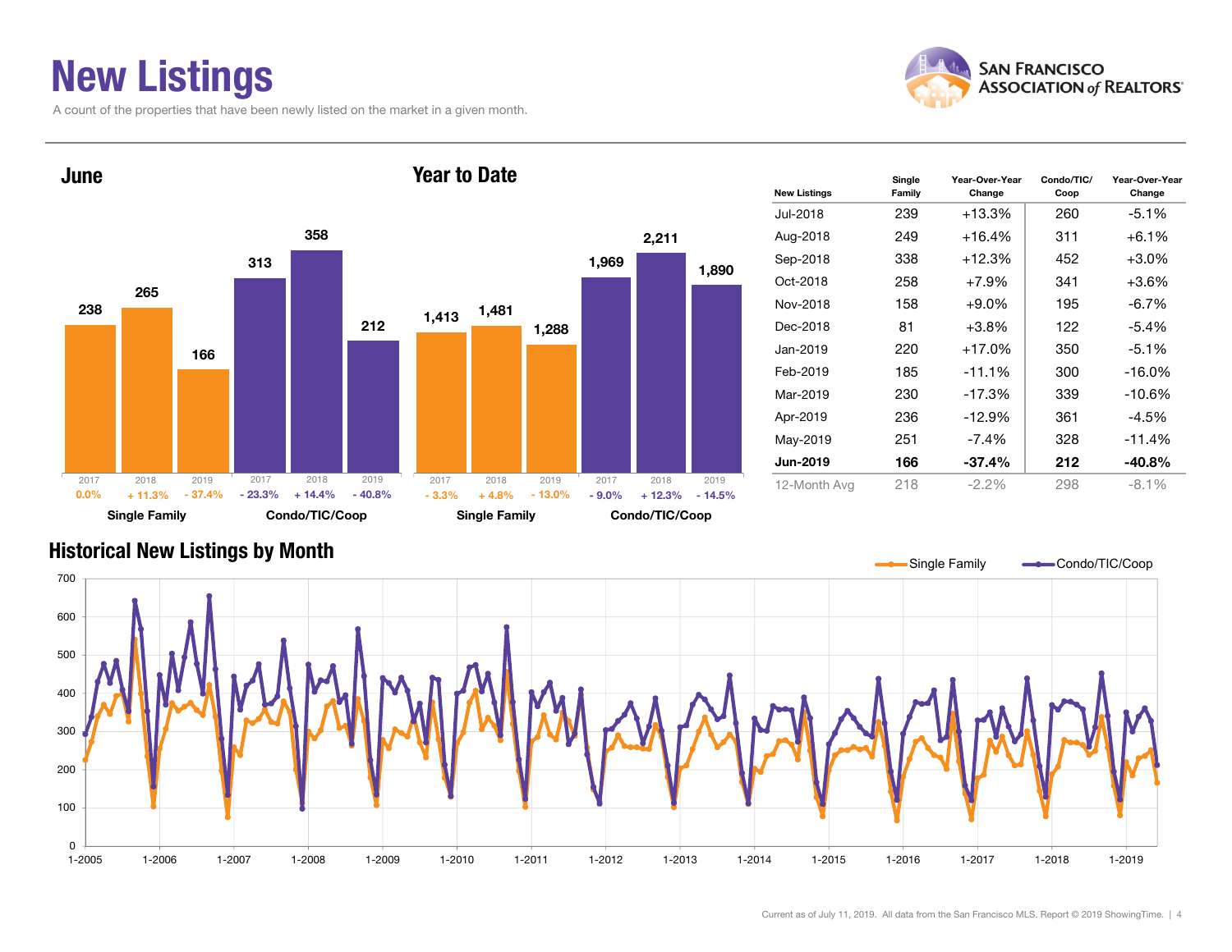# New Listings

A count of the properties that have been newly listed on the market in a given month.

## June

| | 2017 | 2018 | 2019 |
|---|---|---|---|
| Single Family | 238 (0.0%) | 265 (+ 11.3%) | 166 (- 37.4%) |
| Condo/TIC/Coop | 313 (- 23.3%) | 358 (+ 14.4%) | 212 (- 40.8%) |

## Year to Date

| | 2017 | 2018 | 2019 |
|---|---|---|---|
| Single Family | 1,413 (- 3.3%) | 1,481 (+ 4.8%) | 1,288 (- 13.0%) |
| Condo/TIC/Coop | 1,969 (- 9.0%) | 2,211 (+ 12.3%) | 1,890 (- 14.5%) |

| New Listings | Single Family | Year-Over-Year Change | Condo/TIC/ Coop | Year-Over-Year Change |
|---|---|---|---|---|
| Jul-2018 | 239 | +13.3% | 260 | -5.1% |
| Aug-2018 | 249 | +16.4% | 311 | +6.1% |
| Sep-2018 | 338 | +12.3% | 452 | +3.0% |
| Oct-2018 | 258 | +7.9% | 341 | +3.6% |
| Nov-2018 | 158 | +9.0% | 195 | -6.7% |
| Dec-2018 | 81 | +3.8% | 122 | -5.4% |
| Jan-2019 | 220 | +17.0% | 350 | -5.1% |
| Feb-2019 | 185 | -11.1% | 300 | -16.0% |
| Mar-2019 | 230 | -17.3% | 339 | -10.6% |
| Apr-2019 | 236 | -12.9% | 361 | -4.5% |
| May-2019 | 251 | -7.4% | 328 | -11.4% |
| **Jun-2019** | **166** | **-37.4%** | **212** | **-40.8%** |
| 12-Month Avg | 218 | -2.2% | 298 | -8.1% |

## Historical New Listings by Month

Single Family — Condo/TIC/Coop

Current as of July 11, 2019. All data from the San Francisco MLS. Report © 2019 ShowingTime.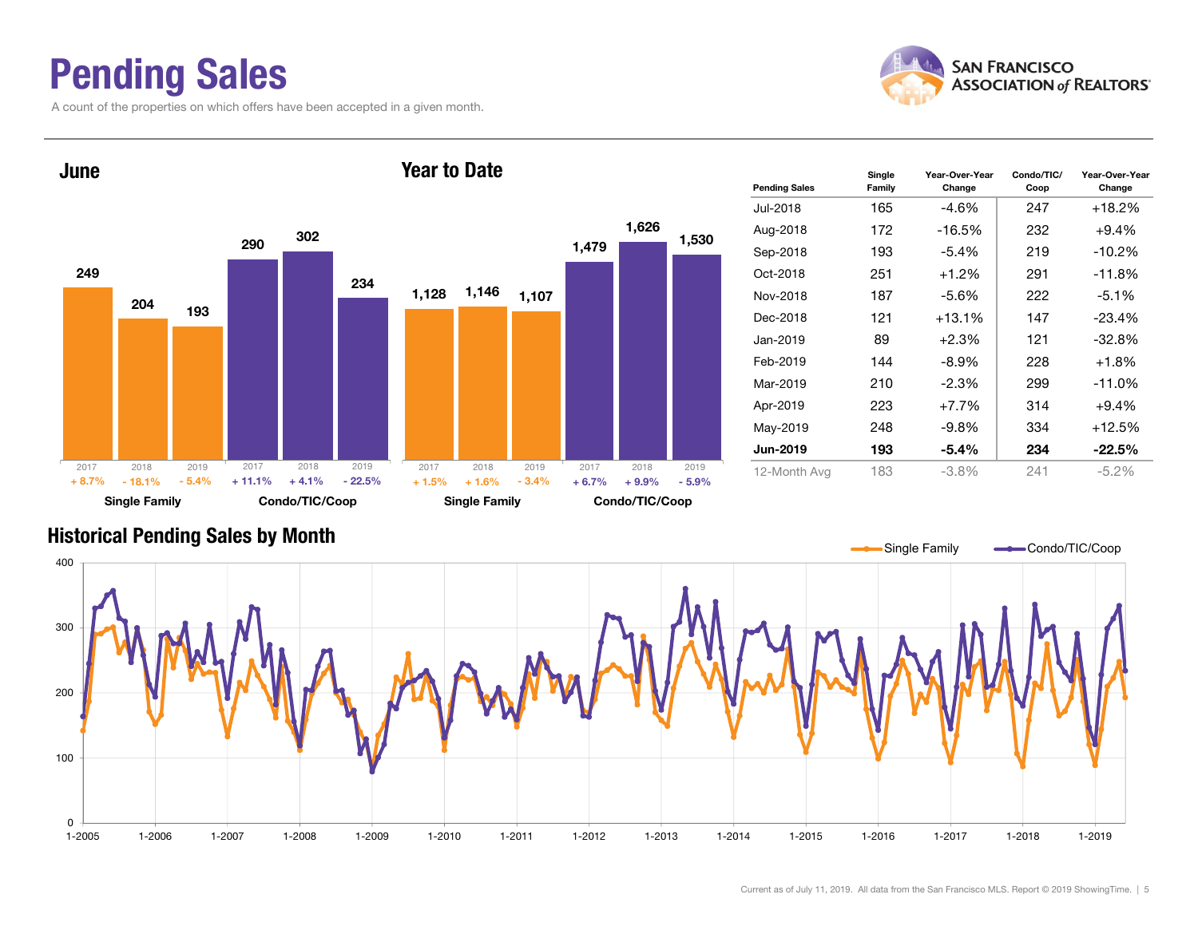# Pending Sales

A count of the properties on which offers have been accepted in a given month.

## June

| | 2017 | 2018 | 2019 |
|---|---|---|---|
| Single Family | 249 | 204 | 193 |
| Change | + 8.7% | - 18.1% | - 5.4% |
| Condo/TIC/Coop | 290 | 302 | 234 |
| Change | + 11.1% | + 4.1% | - 22.5% |

## Year to Date

| | 2017 | 2018 | 2019 |
|---|---|---|---|
| Single Family | 1,128 | 1,146 | 1,107 |
| Change | + 1.5% | + 1.6% | - 3.4% |
| Condo/TIC/Coop | 1,479 | 1,626 | 1,530 |
| Change | + 6.7% | + 9.9% | - 5.9% |

| Pending Sales | Single Family | Year-Over-Year Change | Condo/TIC/ Coop | Year-Over-Year Change |
|---|---|---|---|---|
| Jul-2018 | 165 | -4.6% | 247 | +18.2% |
| Aug-2018 | 172 | -16.5% | 232 | +9.4% |
| Sep-2018 | 193 | -5.4% | 219 | -10.2% |
| Oct-2018 | 251 | +1.2% | 291 | -11.8% |
| Nov-2018 | 187 | -5.6% | 222 | -5.1% |
| Dec-2018 | 121 | +13.1% | 147 | -23.4% |
| Jan-2019 | 89 | +2.3% | 121 | -32.8% |
| Feb-2019 | 144 | -8.9% | 228 | +1.8% |
| Mar-2019 | 210 | -2.3% | 299 | -11.0% |
| Apr-2019 | 223 | +7.7% | 314 | +9.4% |
| May-2019 | 248 | -9.8% | 334 | +12.5% |
| **Jun-2019** | **193** | **-5.4%** | **234** | **-22.5%** |
| 12-Month Avg | 183 | -3.8% | 241 | -5.2% |

## Historical Pending Sales by Month

Single Family — Condo/TIC/Coop

Current as of July 11, 2019. All data from the San Francisco MLS. Report © 2019 ShowingTime.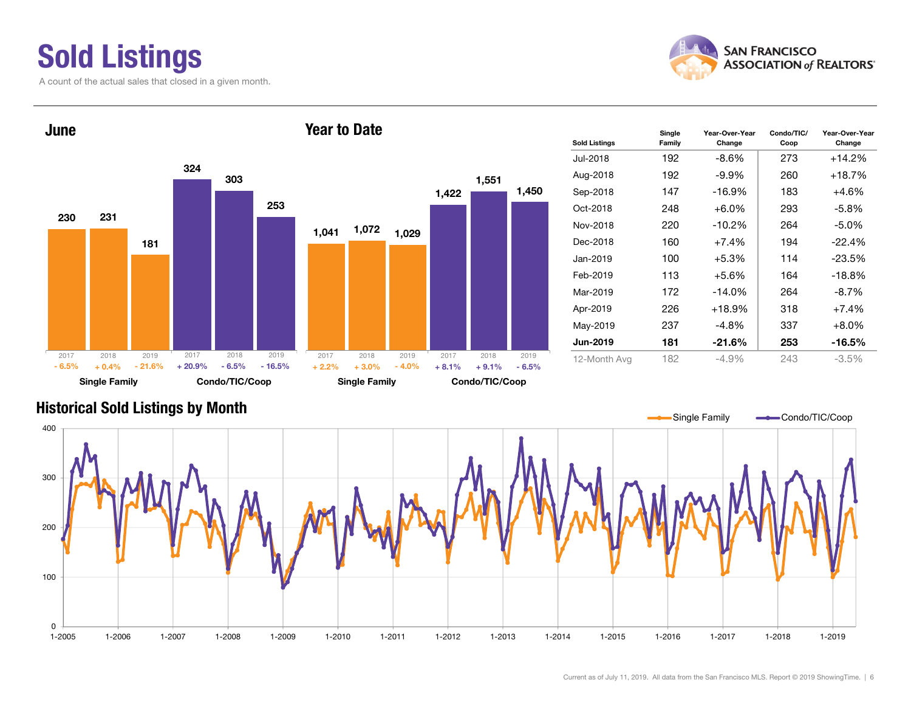# Sold Listings

A count of the actual sales that closed in a given month.

## June

| | Single Family | | | Condo/TIC/Coop | | |
|---|---|---|---|---|---|---|
| Year | 2017 | 2018 | 2019 | 2017 | 2018 | 2019 |
| Sold Listings | 230 | 231 | 181 | 324 | 303 | 253 |
| Change | - 6.5% | + 0.4% | - 21.6% | + 20.9% | - 6.5% | - 16.5% |

## Year to Date

| | Single Family | | | Condo/TIC/Coop | | |
|---|---|---|---|---|---|---|
| Year | 2017 | 2018 | 2019 | 2017 | 2018 | 2019 |
| Sold Listings | 1,041 | 1,072 | 1,029 | 1,422 | 1,551 | 1,450 |
| Change | + 2.2% | + 3.0% | - 4.0% | + 8.1% | + 9.1% | - 6.5% |

| Sold Listings | Single Family | Year-Over-Year Change | Condo/TIC/Coop | Year-Over-Year Change |
|---|---|---|---|---|
| Jul-2018 | 192 | -8.6% | 273 | +14.2% |
| Aug-2018 | 192 | -9.9% | 260 | +18.7% |
| Sep-2018 | 147 | -16.9% | 183 | +4.6% |
| Oct-2018 | 248 | +6.0% | 293 | -5.8% |
| Nov-2018 | 220 | -10.2% | 264 | -5.0% |
| Dec-2018 | 160 | +7.4% | 194 | -22.4% |
| Jan-2019 | 100 | +5.3% | 114 | -23.5% |
| Feb-2019 | 113 | +5.6% | 164 | -18.8% |
| Mar-2019 | 172 | -14.0% | 264 | -8.7% |
| Apr-2019 | 226 | +18.9% | 318 | +7.4% |
| May-2019 | 237 | -4.8% | 337 | +8.0% |
| **Jun-2019** | **181** | **-21.6%** | **253** | **-16.5%** |
| 12-Month Avg | 182 | -4.9% | 243 | -3.5% |

## Historical Sold Listings by Month

Single Family / Condo/TIC/Coop

Current as of July 11, 2019. All data from the San Francisco MLS. Report © 2019 ShowingTime.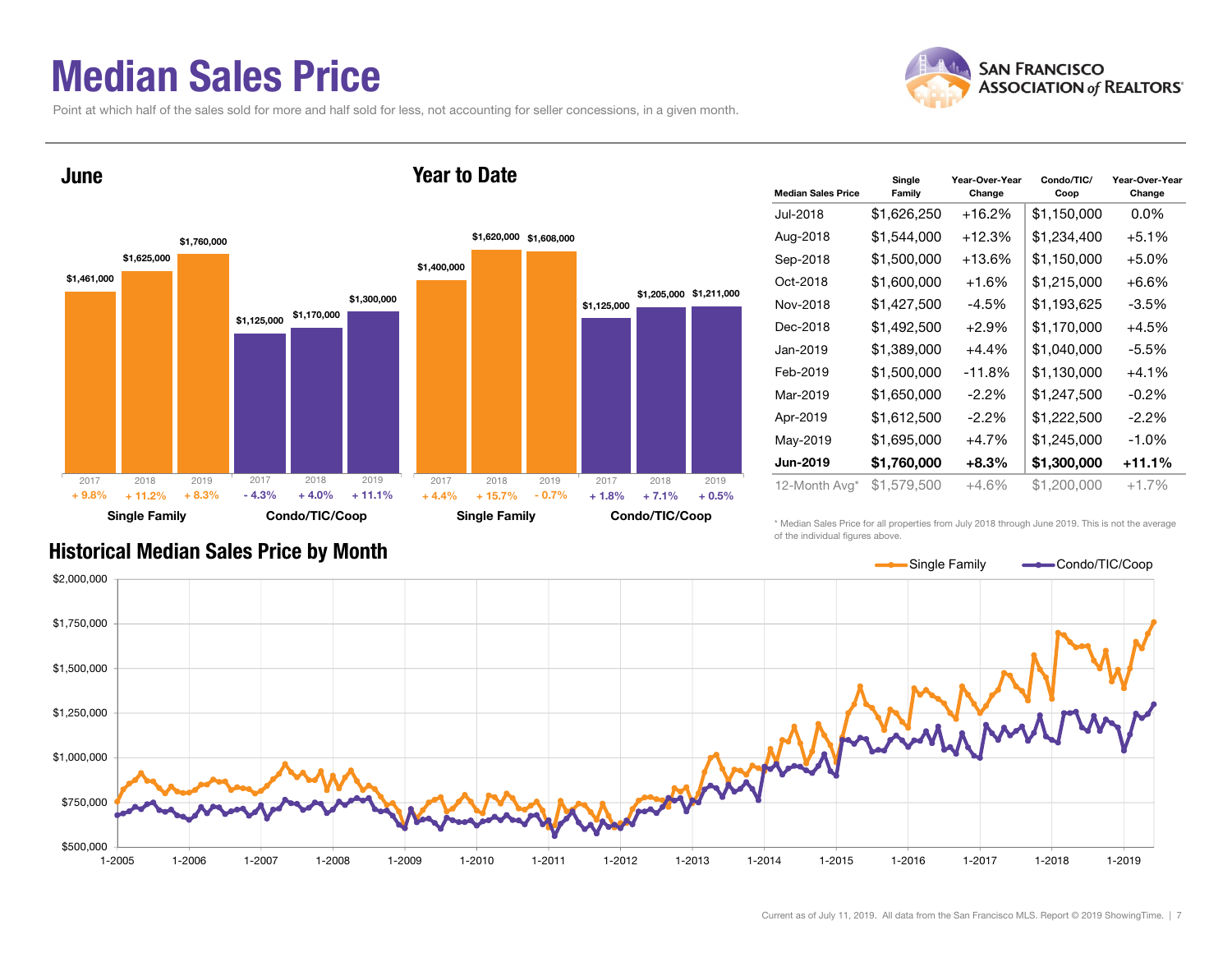# Median Sales Price

Point at which half of the sales sold for more and half sold for less, not accounting for seller concessions, in a given month.

## June

| | 2017 | 2018 | 2019 |
|---|---|---|---|
| Single Family | $1,461,000 (+ 9.8%) | $1,625,000 (+ 11.2%) | $1,760,000 (+ 8.3%) |
| Condo/TIC/Coop | $1,125,000 (- 4.3%) | $1,170,000 (+ 4.0%) | $1,300,000 (+ 11.1%) |

## Year to Date

| | 2017 | 2018 | 2019 |
|---|---|---|---|
| Single Family | $1,400,000 (+ 4.4%) | $1,620,000 (+ 15.7%) | $1,608,000 (- 0.7%) |
| Condo/TIC/Coop | $1,125,000 (+ 1.8%) | $1,205,000 (+ 7.1%) | $1,211,000 (+ 0.5%) |

| Median Sales Price | Single Family | Year-Over-Year Change | Condo/TIC/Coop | Year-Over-Year Change |
|---|---|---|---|---|
| Jul-2018 | $1,626,250 | +16.2% | $1,150,000 | 0.0% |
| Aug-2018 | $1,544,000 | +12.3% | $1,234,400 | +5.1% |
| Sep-2018 | $1,500,000 | +13.6% | $1,150,000 | +5.0% |
| Oct-2018 | $1,600,000 | +1.6% | $1,215,000 | +6.6% |
| Nov-2018 | $1,427,500 | -4.5% | $1,193,625 | -3.5% |
| Dec-2018 | $1,492,500 | +2.9% | $1,170,000 | +4.5% |
| Jan-2019 | $1,389,000 | +4.4% | $1,040,000 | -5.5% |
| Feb-2019 | $1,500,000 | -11.8% | $1,130,000 | +4.1% |
| Mar-2019 | $1,650,000 | -2.2% | $1,247,500 | -0.2% |
| Apr-2019 | $1,612,500 | -2.2% | $1,222,500 | -2.2% |
| May-2019 | $1,695,000 | +4.7% | $1,245,000 | -1.0% |
| **Jun-2019** | **$1,760,000** | **+8.3%** | **$1,300,000** | **+11.1%** |
| 12-Month Avg* | $1,579,500 | +4.6% | $1,200,000 | +1.7% |

\* Median Sales Price for all properties from July 2018 through June 2019. This is not the average of the individual figures above.

## Historical Median Sales Price by Month

Single Family — Condo/TIC/Coop

Current as of July 11, 2019. All data from the San Francisco MLS. Report © 2019 ShowingTime.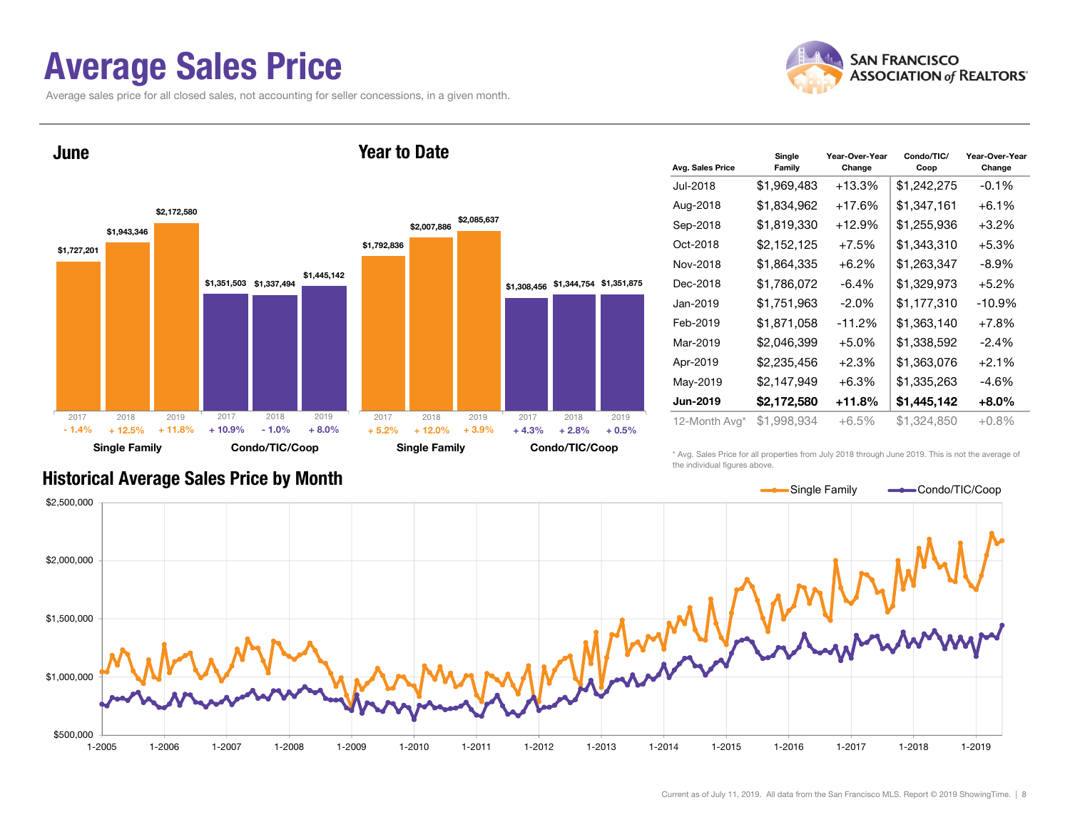# Average Sales Price

Average sales price for all closed sales, not accounting for seller concessions, in a given month.

## June

| | Single Family | | | Condo/TIC/Coop | | |
|---|---|---|---|---|---|---|
| Year | 2017 | 2018 | 2019 | 2017 | 2018 | 2019 |
| Price | $1,727,201 | $1,943,346 | $2,172,580 | $1,351,503 | $1,337,494 | $1,445,142 |
| Change | - 1.4% | + 12.5% | + 11.8% | + 10.9% | - 1.0% | + 8.0% |

## Year to Date

| | Single Family | | | Condo/TIC/Coop | | |
|---|---|---|---|---|---|---|
| Year | 2017 | 2018 | 2019 | 2017 | 2018 | 2019 |
| Price | $1,792,836 | $2,007,886 | $2,085,637 | $1,308,456 | $1,344,754 | $1,351,875 |
| Change | + 5.2% | + 12.0% | + 3.9% | + 4.3% | + 2.8% | + 0.5% |

| Avg. Sales Price | Single Family | Year-Over-Year Change | Condo/TIC/Coop | Year-Over-Year Change |
|---|---|---|---|---|
| Jul-2018 | $1,969,483 | +13.3% | $1,242,275 | -0.1% |
| Aug-2018 | $1,834,962 | +17.6% | $1,347,161 | +6.1% |
| Sep-2018 | $1,819,330 | +12.9% | $1,255,936 | +3.2% |
| Oct-2018 | $2,152,125 | +7.5% | $1,343,310 | +5.3% |
| Nov-2018 | $1,864,335 | +6.2% | $1,263,347 | -8.9% |
| Dec-2018 | $1,786,072 | -6.4% | $1,329,973 | +5.2% |
| Jan-2019 | $1,751,963 | -2.0% | $1,177,310 | -10.9% |
| Feb-2019 | $1,871,058 | -11.2% | $1,363,140 | +7.8% |
| Mar-2019 | $2,046,399 | +5.0% | $1,338,592 | -2.4% |
| Apr-2019 | $2,235,456 | +2.3% | $1,363,076 | +2.1% |
| May-2019 | $2,147,949 | +6.3% | $1,335,263 | -4.6% |
| **Jun-2019** | **$2,172,580** | **+11.8%** | **$1,445,142** | **+8.0%** |
| 12-Month Avg* | $1,998,934 | +6.5% | $1,324,850 | +0.8% |

\* Avg. Sales Price for all properties from July 2018 through June 2019. This is not the average of the individual figures above.

## Historical Average Sales Price by Month

Single Family — Condo/TIC/Coop

Current as of July 11, 2019. All data from the San Francisco MLS. Report © 2019 ShowingTime.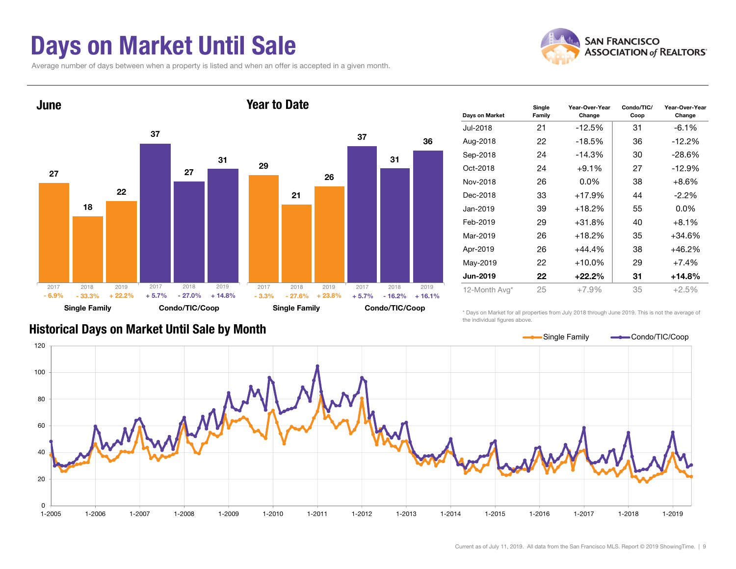# Days on Market Until Sale

Average number of days between when a property is listed and when an offer is accepted in a given month.

SAN FRANCISCO ASSOCIATION of REALTORS®

## June

| | 2017 | 2018 | 2019 |
|---|---|---|---|
| Single Family | 27 (- 6.9%) | 18 (- 33.3%) | 22 (+ 22.2%) |
| Condo/TIC/Coop | 37 (+ 5.7%) | 27 (- 27.0%) | 31 (+ 14.8%) |

## Year to Date

| | 2017 | 2018 | 2019 |
|---|---|---|---|
| Single Family | 29 (- 3.3%) | 21 (- 27.6%) | 26 (+ 23.8%) |
| Condo/TIC/Coop | 37 (+ 5.7%) | 31 (- 16.2%) | 36 (+ 16.1%) |

| Days on Market | Single Family | Year-Over-Year Change | Condo/TIC/ Coop | Year-Over-Year Change |
|---|---|---|---|---|
| Jul-2018 | 21 | -12.5% | 31 | -6.1% |
| Aug-2018 | 22 | -18.5% | 36 | -12.2% |
| Sep-2018 | 24 | -14.3% | 30 | -28.6% |
| Oct-2018 | 24 | +9.1% | 27 | -12.9% |
| Nov-2018 | 26 | 0.0% | 38 | +8.6% |
| Dec-2018 | 33 | +17.9% | 44 | -2.2% |
| Jan-2019 | 39 | +18.2% | 55 | 0.0% |
| Feb-2019 | 29 | +31.8% | 40 | +8.1% |
| Mar-2019 | 26 | +18.2% | 35 | +34.6% |
| Apr-2019 | 26 | +44.4% | 38 | +46.2% |
| May-2019 | 22 | +10.0% | 29 | +7.4% |
| **Jun-2019** | **22** | **+22.2%** | **31** | **+14.8%** |
| 12-Month Avg* | 25 | +7.9% | 35 | +2.5% |

\* Days on Market for all properties from July 2018 through June 2019. This is not the average of the individual figures above.

## Historical Days on Market Until Sale by Month

Single Family — Condo/TIC/Coop

Current as of July 11, 2019. All data from the San Francisco MLS. Report © 2019 ShowingTime.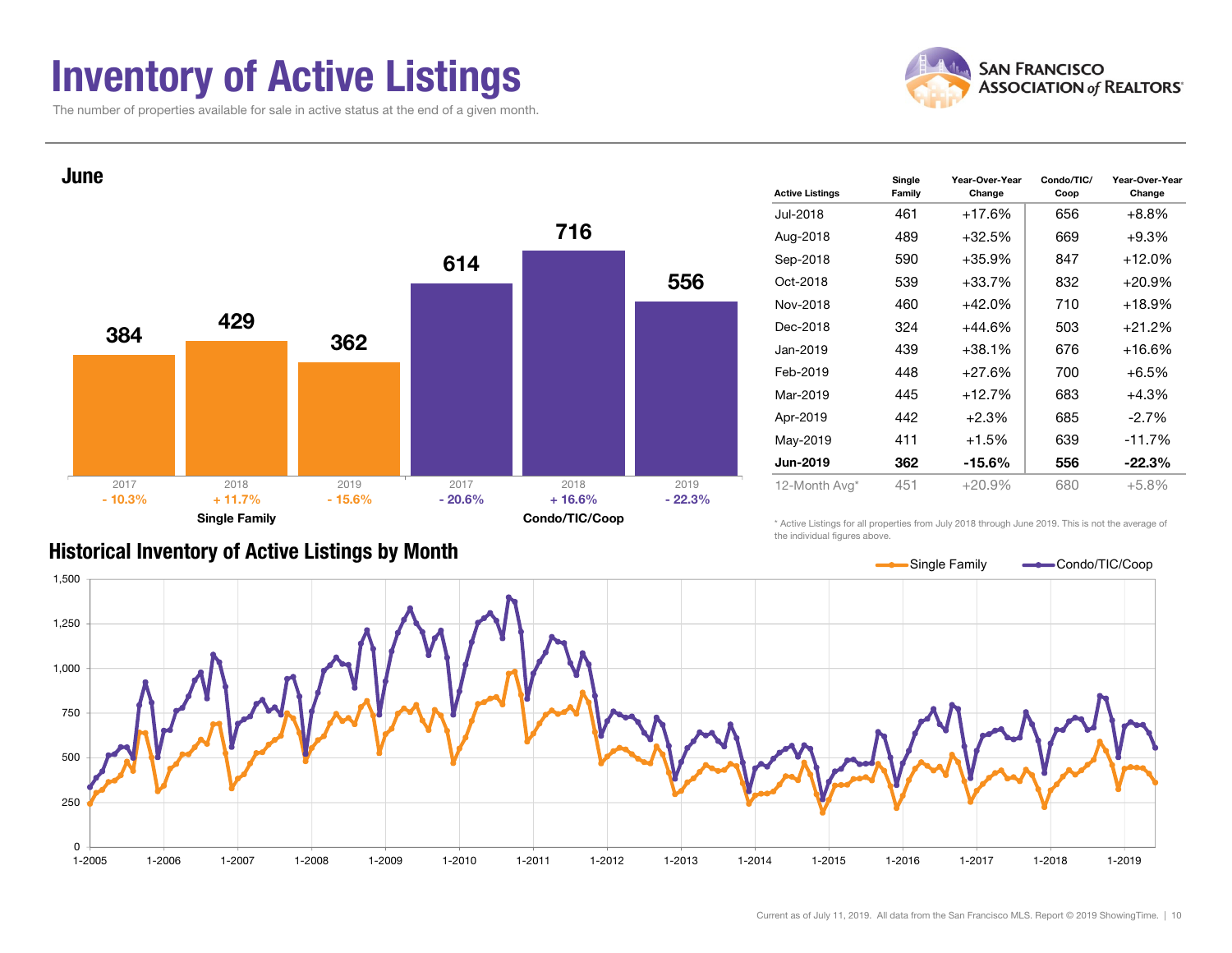# Inventory of Active Listings

The number of properties available for sale in active status at the end of a given month.

SAN FRANCISCO ASSOCIATION of REALTORS®

## June

| | 2017 | 2018 | 2019 |
|---|---|---|---|
| Single Family | 384 | 429 | 362 |
| Change | - 10.3% | + 11.7% | - 15.6% |
| Condo/TIC/Coop | 614 | 716 | 556 |
| Change | - 20.6% | + 16.6% | - 22.3% |

| Active Listings | Single Family | Year-Over-Year Change | Condo/TIC/ Coop | Year-Over-Year Change |
|---|---|---|---|---|
| Jul-2018 | 461 | +17.6% | 656 | +8.8% |
| Aug-2018 | 489 | +32.5% | 669 | +9.3% |
| Sep-2018 | 590 | +35.9% | 847 | +12.0% |
| Oct-2018 | 539 | +33.7% | 832 | +20.9% |
| Nov-2018 | 460 | +42.0% | 710 | +18.9% |
| Dec-2018 | 324 | +44.6% | 503 | +21.2% |
| Jan-2019 | 439 | +38.1% | 676 | +16.6% |
| Feb-2019 | 448 | +27.6% | 700 | +6.5% |
| Mar-2019 | 445 | +12.7% | 683 | +4.3% |
| Apr-2019 | 442 | +2.3% | 685 | -2.7% |
| May-2019 | 411 | +1.5% | 639 | -11.7% |
| **Jun-2019** | **362** | **-15.6%** | **556** | **-22.3%** |
| 12-Month Avg* | 451 | +20.9% | 680 | +5.8% |

\* Active Listings for all properties from July 2018 through June 2019. This is not the average of the individual figures above.

## Historical Inventory of Active Listings by Month

Single Family — Condo/TIC/Coop

Current as of July 11, 2019. All data from the San Francisco MLS. Report © 2019 ShowingTime.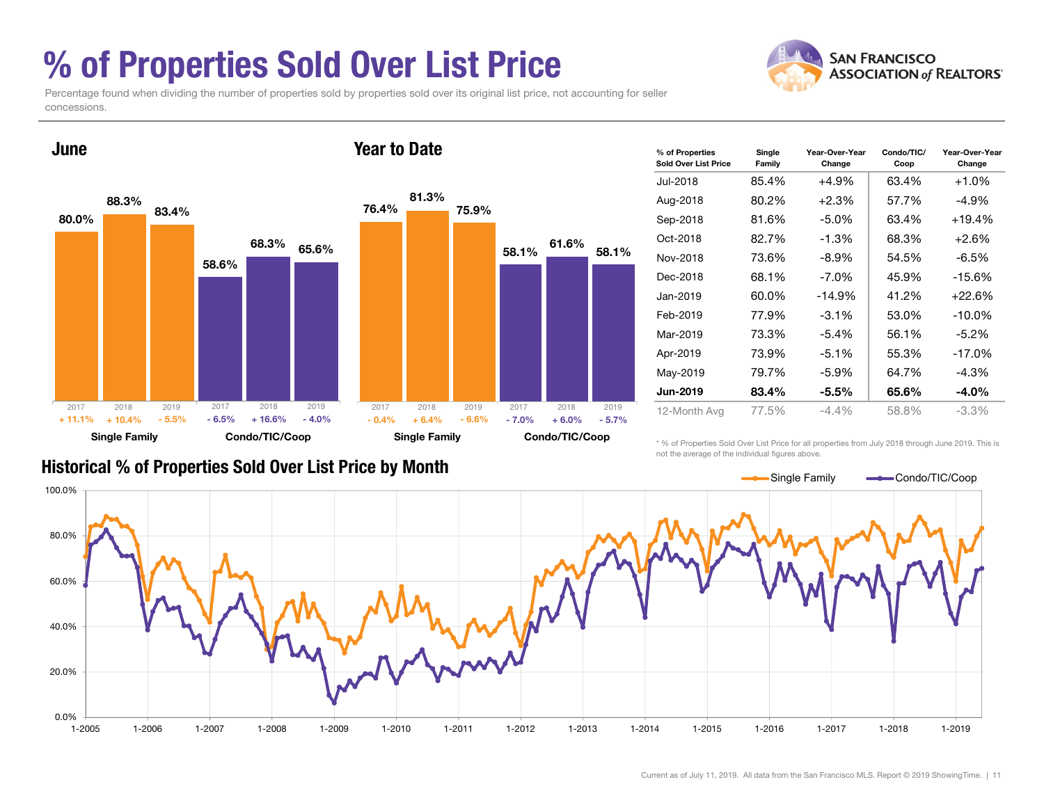# % of Properties Sold Over List Price

Percentage found when dividing the number of properties sold by properties sold over its original list price, not accounting for seller concessions.

## June

| | 2017 | 2018 | 2019 |
|---|---|---|---|
| Single Family | 80.0% | 88.3% | 83.4% |
| Change | + 11.1% | + 10.4% | - 5.5% |
| Condo/TIC/Coop | 58.6% | 68.3% | 65.6% |
| Change | - 6.5% | + 16.6% | - 4.0% |

## Year to Date

| | 2017 | 2018 | 2019 |
|---|---|---|---|
| Single Family | 76.4% | 81.3% | 75.9% |
| Change | - 0.4% | + 6.4% | - 6.6% |
| Condo/TIC/Coop | 58.1% | 61.6% | 58.1% |
| Change | - 7.0% | + 6.0% | - 5.7% |

| % of Properties Sold Over List Price | Single Family | Year-Over-Year Change | Condo/TIC/Coop | Year-Over-Year Change |
|---|---|---|---|---|
| Jul-2018 | 85.4% | +4.9% | 63.4% | +1.0% |
| Aug-2018 | 80.2% | +2.3% | 57.7% | -4.9% |
| Sep-2018 | 81.6% | -5.0% | 63.4% | +19.4% |
| Oct-2018 | 82.7% | -1.3% | 68.3% | +2.6% |
| Nov-2018 | 73.6% | -8.9% | 54.5% | -6.5% |
| Dec-2018 | 68.1% | -7.0% | 45.9% | -15.6% |
| Jan-2019 | 60.0% | -14.9% | 41.2% | +22.6% |
| Feb-2019 | 77.9% | -3.1% | 53.0% | -10.0% |
| Mar-2019 | 73.3% | -5.4% | 56.1% | -5.2% |
| Apr-2019 | 73.9% | -5.1% | 55.3% | -17.0% |
| May-2019 | 79.7% | -5.9% | 64.7% | -4.3% |
| **Jun-2019** | **83.4%** | **-5.5%** | **65.6%** | **-4.0%** |
| 12-Month Avg | 77.5% | -4.4% | 58.8% | -3.3% |

* % of Properties Sold Over List Price for all properties from July 2018 through June 2019. This is not the average of the individual figures above.

## Historical % of Properties Sold Over List Price by Month

Single Family — Condo/TIC/Coop

Current as of July 11, 2019. All data from the San Francisco MLS. Report © 2019 ShowingTime.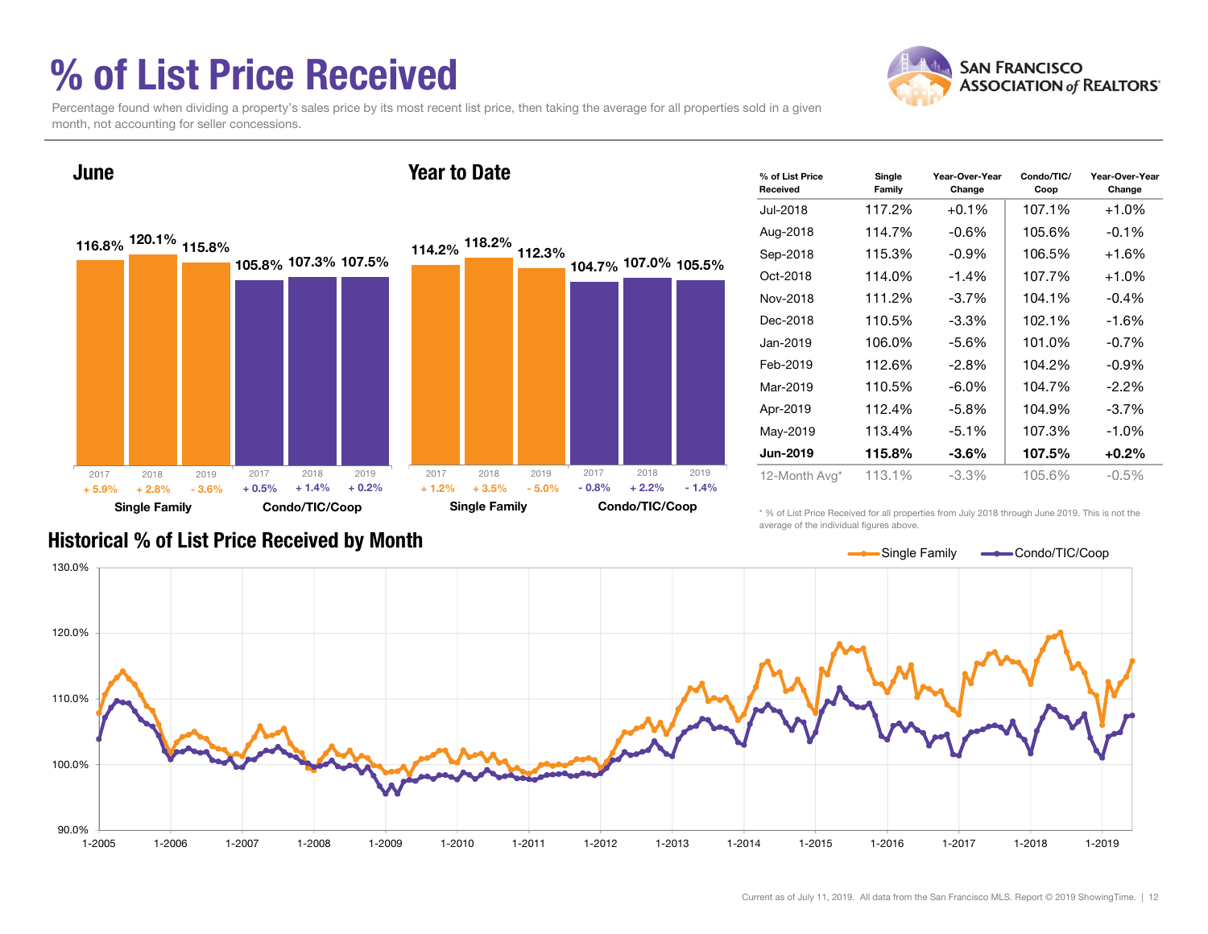# % of List Price Received

Percentage found when dividing a property's sales price by its most recent list price, then taking the average for all properties sold in a given month, not accounting for seller concessions.

## June

| | 2017 | 2018 | 2019 |
|---|---|---|---|
| Single Family | 116.8% | 120.1% | 115.8% |
| Change | + 5.9% | + 2.8% | - 3.6% |
| Condo/TIC/Coop | 105.8% | 107.3% | 107.5% |
| Change | + 0.5% | + 1.4% | + 0.2% |

## Year to Date

| | 2017 | 2018 | 2019 |
|---|---|---|---|
| Single Family | 114.2% | 118.2% | 112.3% |
| Change | + 1.2% | + 3.5% | - 5.0% |
| Condo/TIC/Coop | 104.7% | 107.0% | 105.5% |
| Change | - 0.8% | + 2.2% | - 1.4% |

| % of List Price Received | Single Family | Year-Over-Year Change | Condo/TIC/ Coop | Year-Over-Year Change |
|---|---|---|---|---|
| Jul-2018 | 117.2% | +0.1% | 107.1% | +1.0% |
| Aug-2018 | 114.7% | -0.6% | 105.6% | -0.1% |
| Sep-2018 | 115.3% | -0.9% | 106.5% | +1.6% |
| Oct-2018 | 114.0% | -1.4% | 107.7% | +1.0% |
| Nov-2018 | 111.2% | -3.7% | 104.1% | -0.4% |
| Dec-2018 | 110.5% | -3.3% | 102.1% | -1.6% |
| Jan-2019 | 106.0% | -5.6% | 101.0% | -0.7% |
| Feb-2019 | 112.6% | -2.8% | 104.2% | -0.9% |
| Mar-2019 | 110.5% | -6.0% | 104.7% | -2.2% |
| Apr-2019 | 112.4% | -5.8% | 104.9% | -3.7% |
| May-2019 | 113.4% | -5.1% | 107.3% | -1.0% |
| **Jun-2019** | **115.8%** | **-3.6%** | **107.5%** | **+0.2%** |
| 12-Month Avg* | 113.1% | -3.3% | 105.6% | -0.5% |

\* % of List Price Received for all properties from July 2018 through June 2019. This is not the average of the individual figures above.

## Historical % of List Price Received by Month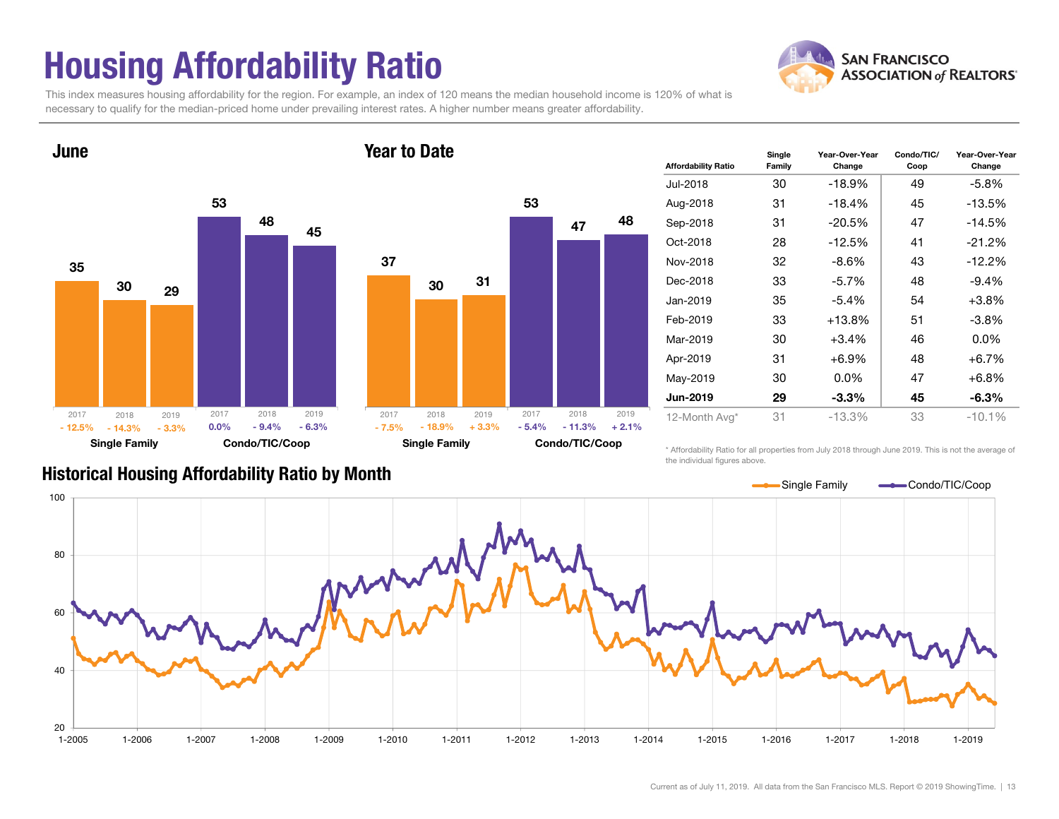# Housing Affordability Ratio

This index measures housing affordability for the region. For example, an index of 120 means the median household income is 120% of what is necessary to qualify for the median-priced home under prevailing interest rates. A higher number means greater affordability.

SAN FRANCISCO ASSOCIATION of REALTORS®

## June

| | 2017 | 2018 | 2019 |
|---|---|---|---|
| Single Family | 35 (- 12.5%) | 30 (- 14.3%) | 29 (- 3.3%) |
| Condo/TIC/Coop | 53 (0.0%) | 48 (- 9.4%) | 45 (- 6.3%) |

## Year to Date

| | 2017 | 2018 | 2019 |
|---|---|---|---|
| Single Family | 37 (- 7.5%) | 30 (- 18.9%) | 31 (+ 3.3%) |
| Condo/TIC/Coop | 53 (- 5.4%) | 47 (- 11.3%) | 48 (+ 2.1%) |

| Affordability Ratio | Single Family | Year-Over-Year Change | Condo/TIC/ Coop | Year-Over-Year Change |
|---|---|---|---|---|
| Jul-2018 | 30 | -18.9% | 49 | -5.8% |
| Aug-2018 | 31 | -18.4% | 45 | -13.5% |
| Sep-2018 | 31 | -20.5% | 47 | -14.5% |
| Oct-2018 | 28 | -12.5% | 41 | -21.2% |
| Nov-2018 | 32 | -8.6% | 43 | -12.2% |
| Dec-2018 | 33 | -5.7% | 48 | -9.4% |
| Jan-2019 | 35 | -5.4% | 54 | +3.8% |
| Feb-2019 | 33 | +13.8% | 51 | -3.8% |
| Mar-2019 | 30 | +3.4% | 46 | 0.0% |
| Apr-2019 | 31 | +6.9% | 48 | +6.7% |
| May-2019 | 30 | 0.0% | 47 | +6.8% |
| **Jun-2019** | **29** | **-3.3%** | **45** | **-6.3%** |
| 12-Month Avg* | 31 | -13.3% | 33 | -10.1% |

\* Affordability Ratio for all properties from July 2018 through June 2019. This is not the average of the individual figures above.

## Historical Housing Affordability Ratio by Month

Single Family / Condo/TIC/Coop

Current as of July 11, 2019. All data from the San Francisco MLS. Report © 2019 ShowingTime.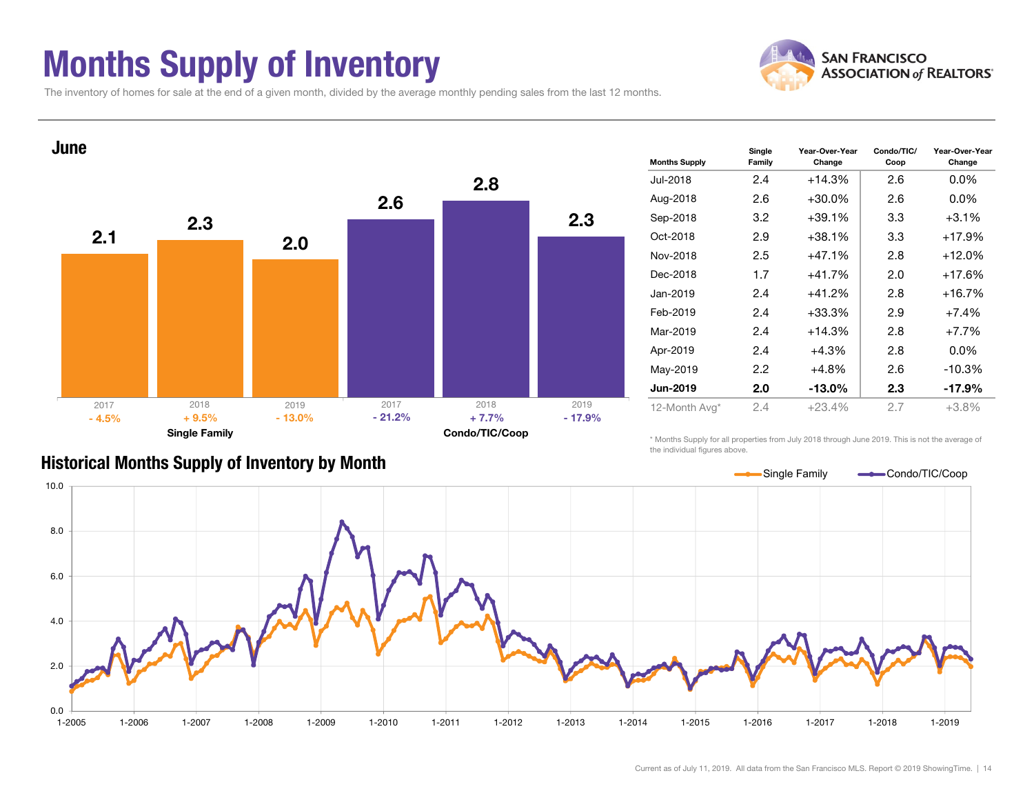# Months Supply of Inventory

The inventory of homes for sale at the end of a given month, divided by the average monthly pending sales from the last 12 months.

## June

| | 2017 | 2018 | 2019 |
|---|---|---|---|
| Single Family | 2.1 | 2.3 | 2.0 |
| Change | - 4.5% | + 9.5% | - 13.0% |
| Condo/TIC/Coop | 2.6 | 2.8 | 2.3 |
| Change | - 21.2% | + 7.7% | - 17.9% |

| Months Supply | Single Family | Year-Over-Year Change | Condo/TIC/Coop | Year-Over-Year Change |
|---|---|---|---|---|
| Jul-2018 | 2.4 | +14.3% | 2.6 | 0.0% |
| Aug-2018 | 2.6 | +30.0% | 2.6 | 0.0% |
| Sep-2018 | 3.2 | +39.1% | 3.3 | +3.1% |
| Oct-2018 | 2.9 | +38.1% | 3.3 | +17.9% |
| Nov-2018 | 2.5 | +47.1% | 2.8 | +12.0% |
| Dec-2018 | 1.7 | +41.7% | 2.0 | +17.6% |
| Jan-2019 | 2.4 | +41.2% | 2.8 | +16.7% |
| Feb-2019 | 2.4 | +33.3% | 2.9 | +7.4% |
| Mar-2019 | 2.4 | +14.3% | 2.8 | +7.7% |
| Apr-2019 | 2.4 | +4.3% | 2.8 | 0.0% |
| May-2019 | 2.2 | +4.8% | 2.6 | -10.3% |
| **Jun-2019** | **2.0** | **-13.0%** | **2.3** | **-17.9%** |
| 12-Month Avg* | 2.4 | +23.4% | 2.7 | +3.8% |

\* Months Supply for all properties from July 2018 through June 2019. This is not the average of the individual figures above.

## Historical Months Supply of Inventory by Month

Single Family — Condo/TIC/Coop

Current as of July 11, 2019. All data from the San Francisco MLS. Report © 2019 ShowingTime.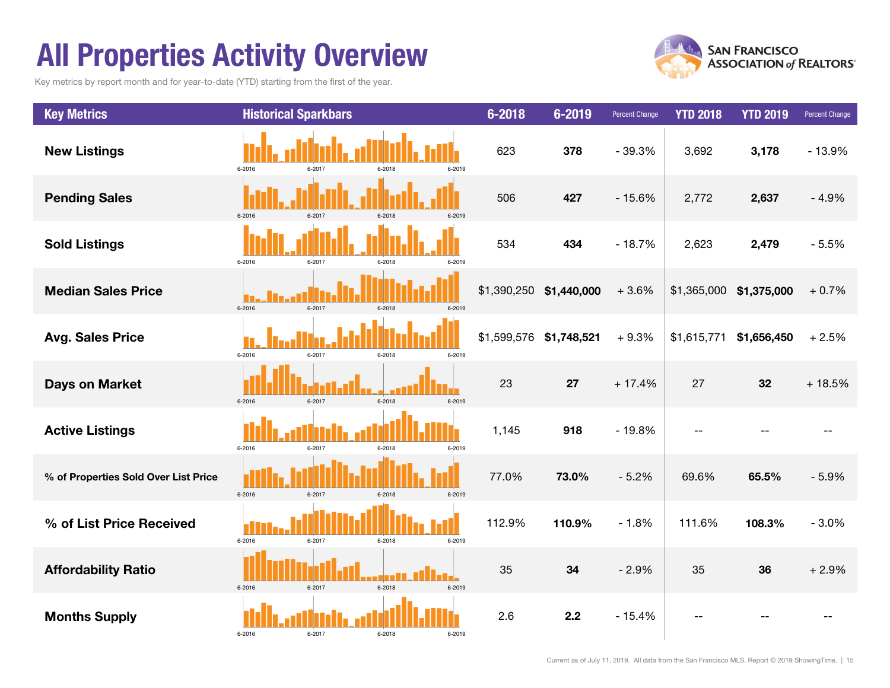# All Properties Activity Overview

Key metrics by report month and for year-to-date (YTD) starting from the first of the year.

| Key Metrics | Historical Sparkbars | 6-2018 | 6-2019 | Percent Change | YTD 2018 | YTD 2019 | Percent Change |
|---|---|---|---|---|---|---|---|
| New Listings | 6-2016 6-2017 6-2018 6-2019 | 623 | **378** | - 39.3% | 3,692 | **3,178** | - 13.9% |
| Pending Sales | 6-2016 6-2017 6-2018 6-2019 | 506 | **427** | - 15.6% | 2,772 | **2,637** | - 4.9% |
| Sold Listings | 6-2016 6-2017 6-2018 6-2019 | 534 | **434** | - 18.7% | 2,623 | **2,479** | - 5.5% |
| Median Sales Price | 6-2016 6-2017 6-2018 6-2019 | $1,390,250 | **$1,440,000** | + 3.6% | $1,365,000 | **$1,375,000** | + 0.7% |
| Avg. Sales Price | 6-2016 6-2017 6-2018 6-2019 | $1,599,576 | **$1,748,521** | + 9.3% | $1,615,771 | **$1,656,450** | + 2.5% |
| Days on Market | 6-2016 6-2017 6-2018 6-2019 | 23 | **27** | + 17.4% | 27 | **32** | + 18.5% |
| Active Listings | 6-2016 6-2017 6-2018 6-2019 | 1,145 | **918** | - 19.8% | -- | -- | -- |
| % of Properties Sold Over List Price | 6-2016 6-2017 6-2018 6-2019 | 77.0% | **73.0%** | - 5.2% | 69.6% | **65.5%** | - 5.9% |
| % of List Price Received | 6-2016 6-2017 6-2018 6-2019 | 112.9% | **110.9%** | - 1.8% | 111.6% | **108.3%** | - 3.0% |
| Affordability Ratio | 6-2016 6-2017 6-2018 6-2019 | 35 | **34** | - 2.9% | 35 | **36** | + 2.9% |
| Months Supply | 6-2016 6-2017 6-2018 6-2019 | 2.6 | **2.2** | - 15.4% | -- | -- | -- |

Current as of July 11, 2019. All data from the San Francisco MLS. Report © 2019 ShowingTime.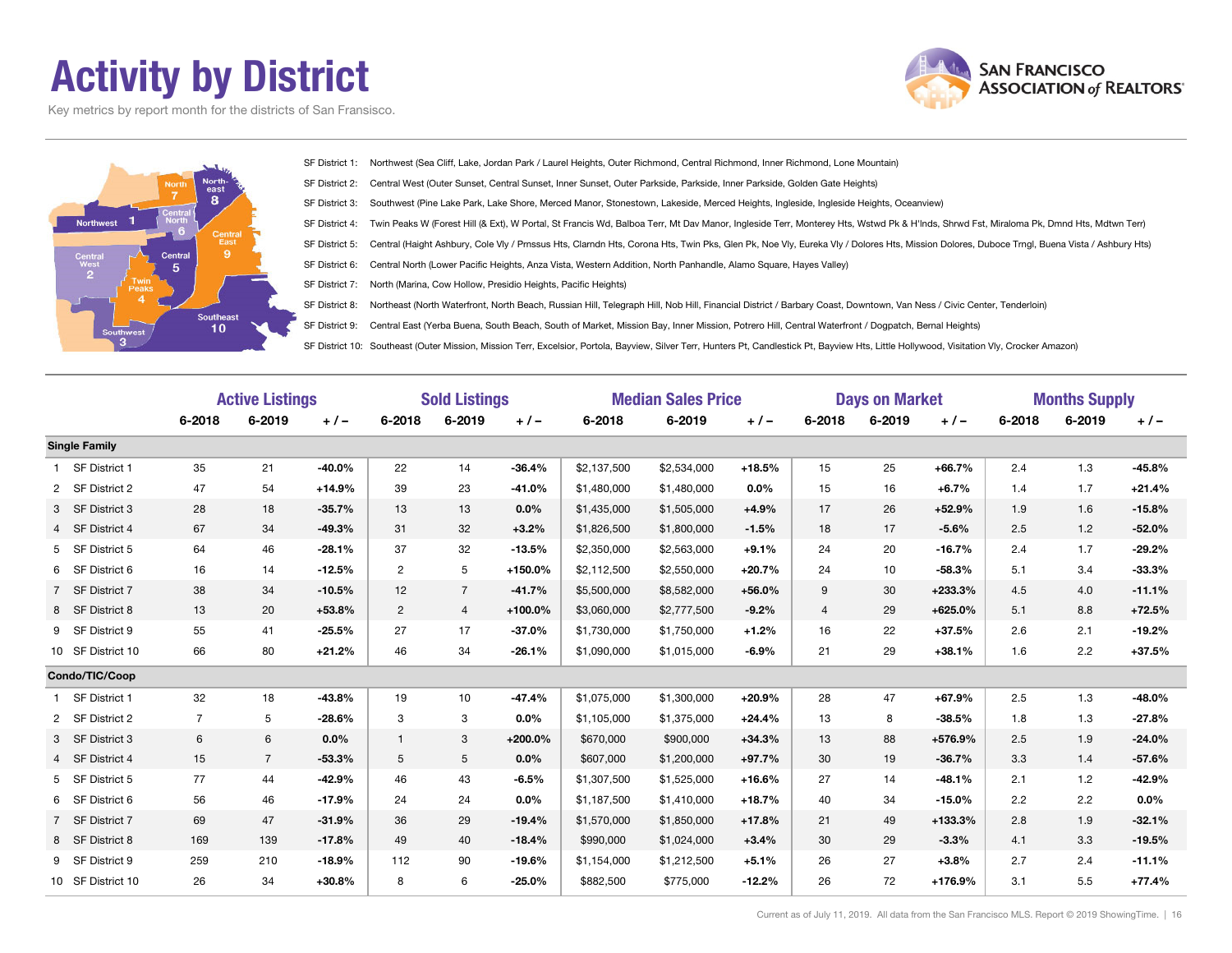# Activity by District

Key metrics by report month for the districts of San Fransisco.

SAN FRANCISCO ASSOCIATION of REALTORS®

Northwest 1
Central West 2
Southwest 3
Twin Peaks 4
Central 5
Central North 6
North 7
Northeast 8
Central East 9
Southeast 10

SF District 1: Northwest (Sea Cliff, Lake, Jordan Park / Laurel Heights, Outer Richmond, Central Richmond, Inner Richmond, Lone Mountain)

SF District 2: Central West (Outer Sunset, Central Sunset, Inner Sunset, Outer Parkside, Parkside, Inner Parkside, Golden Gate Heights)

SF District 3: Southwest (Pine Lake Park, Lake Shore, Merced Manor, Stonestown, Lakeside, Merced Heights, Ingleside, Ingleside Heights, Oceanview)

SF District 4: Twin Peaks W (Forest Hill (& Ext), W Portal, St Francis Wd, Balboa Terr, Mt Dav Manor, Ingleside Terr, Monterey Hts, Wstwd Pk & H'lnds, Shrwd Fst, Miraloma Pk, Dmnd Hts, Mdtwn Terr)

SF District 5: Central (Haight Ashbury, Cole Vly / Prnssus Hts, Clarndn Hts, Corona Hts, Twin Pks, Glen Pk, Noe Vly, Eureka Vly / Dolores Hts, Mission Dolores, Duboce Trngl, Buena Vista / Ashbury Hts)

SF District 6: Central North (Lower Pacific Heights, Anza Vista, Western Addition, North Panhandle, Alamo Square, Hayes Valley)

SF District 7: North (Marina, Cow Hollow, Presidio Heights, Pacific Heights)

SF District 8: Northeast (North Waterfront, North Beach, Russian Hill, Telegraph Hill, Nob Hill, Financial District / Barbary Coast, Downtown, Van Ness / Civic Center, Tenderloin)

SF District 9: Central East (Yerba Buena, South Beach, South of Market, Mission Bay, Inner Mission, Potrero Hill, Central Waterfront / Dogpatch, Bernal Heights)

SF District 10: Southeast (Outer Mission, Mission Terr, Excelsior, Portola, Bayview, Silver Terr, Hunters Pt, Candlestick Pt, Bayview Hts, Little Hollywood, Visitation Vly, Crocker Amazon)

| | | Active Listings | | | Sold Listings | | | Median Sales Price | | | Days on Market | | | Months Supply | | |
|---|---|---|---|---|---|---|---|---|---|---|---|---|---|---|---|---|
| | | 6-2018 | 6-2019 | + / – | 6-2018 | 6-2019 | + / – | 6-2018 | 6-2019 | + / – | 6-2018 | 6-2019 | + / – | 6-2018 | 6-2019 | + / – |
| **Single Family** | | | | | | | | | | | | | | | | |
| 1 | SF District 1 | 35 | 21 | **-40.0%** | 22 | 14 | **-36.4%** | $2,137,500 | $2,534,000 | **+18.5%** | 15 | 25 | **+66.7%** | 2.4 | 1.3 | **-45.8%** |
| 2 | SF District 2 | 47 | 54 | **+14.9%** | 39 | 23 | **-41.0%** | $1,480,000 | $1,480,000 | **0.0%** | 15 | 16 | **+6.7%** | 1.4 | 1.7 | **+21.4%** |
| 3 | SF District 3 | 28 | 18 | **-35.7%** | 13 | 13 | **0.0%** | $1,435,000 | $1,505,000 | **+4.9%** | 17 | 26 | **+52.9%** | 1.9 | 1.6 | **-15.8%** |
| 4 | SF District 4 | 67 | 34 | **-49.3%** | 31 | 32 | **+3.2%** | $1,826,500 | $1,800,000 | **-1.5%** | 18 | 17 | **-5.6%** | 2.5 | 1.2 | **-52.0%** |
| 5 | SF District 5 | 64 | 46 | **-28.1%** | 37 | 32 | **-13.5%** | $2,350,000 | $2,563,000 | **+9.1%** | 24 | 20 | **-16.7%** | 2.4 | 1.7 | **-29.2%** |
| 6 | SF District 6 | 16 | 14 | **-12.5%** | 2 | 5 | **+150.0%** | $2,112,500 | $2,550,000 | **+20.7%** | 24 | 10 | **-58.3%** | 5.1 | 3.4 | **-33.3%** |
| 7 | SF District 7 | 38 | 34 | **-10.5%** | 12 | 7 | **-41.7%** | $5,500,000 | $8,582,000 | **+56.0%** | 9 | 30 | **+233.3%** | 4.5 | 4.0 | **-11.1%** |
| 8 | SF District 8 | 13 | 20 | **+53.8%** | 2 | 4 | **+100.0%** | $3,060,000 | $2,777,500 | **-9.2%** | 4 | 29 | **+625.0%** | 5.1 | 8.8 | **+72.5%** |
| 9 | SF District 9 | 55 | 41 | **-25.5%** | 27 | 17 | **-37.0%** | $1,730,000 | $1,750,000 | **+1.2%** | 16 | 22 | **+37.5%** | 2.6 | 2.1 | **-19.2%** |
| 10 | SF District 10 | 66 | 80 | **+21.2%** | 46 | 34 | **-26.1%** | $1,090,000 | $1,015,000 | **-6.9%** | 21 | 29 | **+38.1%** | 1.6 | 2.2 | **+37.5%** |
| **Condo/TIC/Coop** | | | | | | | | | | | | | | | | |
| 1 | SF District 1 | 32 | 18 | **-43.8%** | 19 | 10 | **-47.4%** | $1,075,000 | $1,300,000 | **+20.9%** | 28 | 47 | **+67.9%** | 2.5 | 1.3 | **-48.0%** |
| 2 | SF District 2 | 7 | 5 | **-28.6%** | 3 | 3 | **0.0%** | $1,105,000 | $1,375,000 | **+24.4%** | 13 | 8 | **-38.5%** | 1.8 | 1.3 | **-27.8%** |
| 3 | SF District 3 | 6 | 6 | **0.0%** | 1 | 3 | **+200.0%** | $670,000 | $900,000 | **+34.3%** | 13 | 88 | **+576.9%** | 2.5 | 1.9 | **-24.0%** |
| 4 | SF District 4 | 15 | 7 | **-53.3%** | 5 | 5 | **0.0%** | $607,000 | $1,200,000 | **+97.7%** | 30 | 19 | **-36.7%** | 3.3 | 1.4 | **-57.6%** |
| 5 | SF District 5 | 77 | 44 | **-42.9%** | 46 | 43 | **-6.5%** | $1,307,500 | $1,525,000 | **+16.6%** | 27 | 14 | **-48.1%** | 2.1 | 1.2 | **-42.9%** |
| 6 | SF District 6 | 56 | 46 | **-17.9%** | 24 | 24 | **0.0%** | $1,187,500 | $1,410,000 | **+18.7%** | 40 | 34 | **-15.0%** | 2.2 | 2.2 | **0.0%** |
| 7 | SF District 7 | 69 | 47 | **-31.9%** | 36 | 29 | **-19.4%** | $1,570,000 | $1,850,000 | **+17.8%** | 21 | 49 | **+133.3%** | 2.8 | 1.9 | **-32.1%** |
| 8 | SF District 8 | 169 | 139 | **-17.8%** | 49 | 40 | **-18.4%** | $990,000 | $1,024,000 | **+3.4%** | 30 | 29 | **-3.3%** | 4.1 | 3.3 | **-19.5%** |
| 9 | SF District 9 | 259 | 210 | **-18.9%** | 112 | 90 | **-19.6%** | $1,154,000 | $1,212,500 | **+5.1%** | 26 | 27 | **+3.8%** | 2.7 | 2.4 | **-11.1%** |
| 10 | SF District 10 | 26 | 34 | **+30.8%** | 8 | 6 | **-25.0%** | $882,500 | $775,000 | **-12.2%** | 26 | 72 | **+176.9%** | 3.1 | 5.5 | **+77.4%** |

Current as of July 11, 2019. All data from the San Francisco MLS. Report © 2019 ShowingTime.